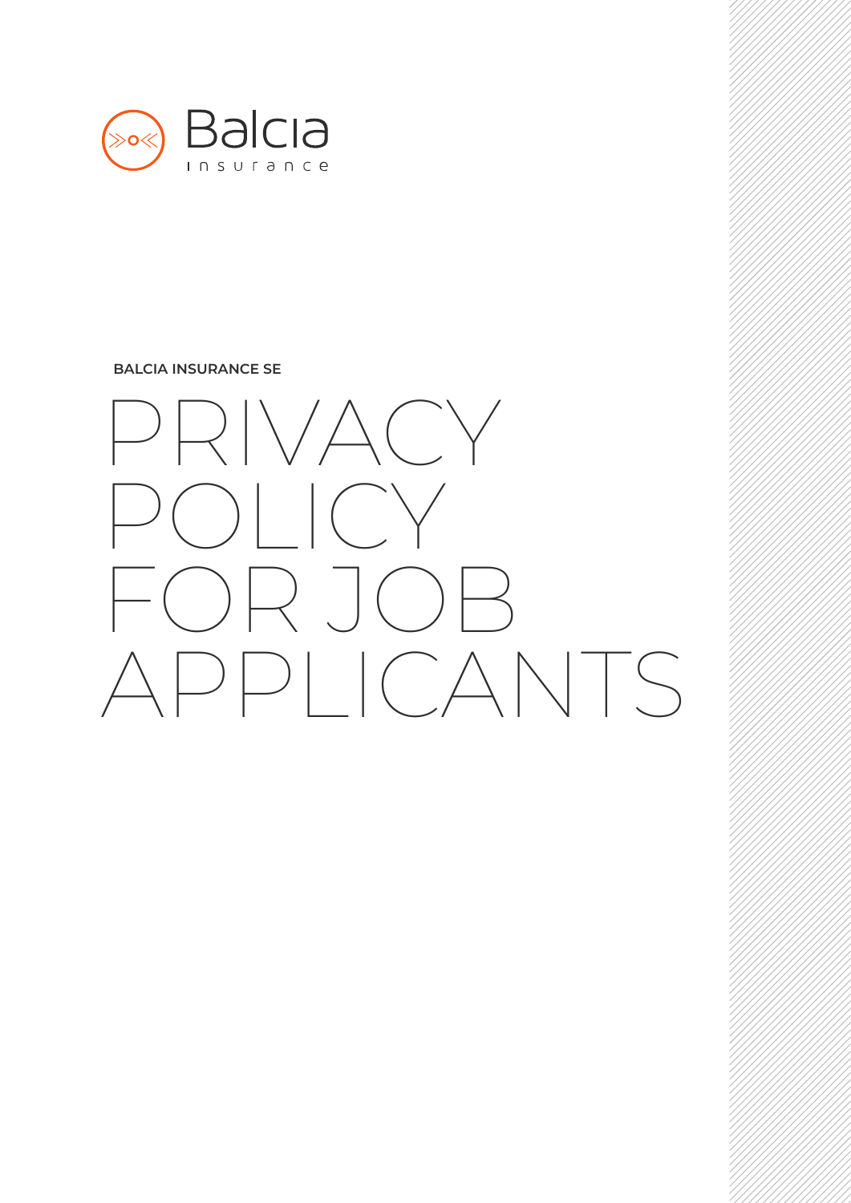Balcia
insurance

**BALCIA INSURANCE SE**

# PRIVACY POLICY FOR JOB APPLICANTS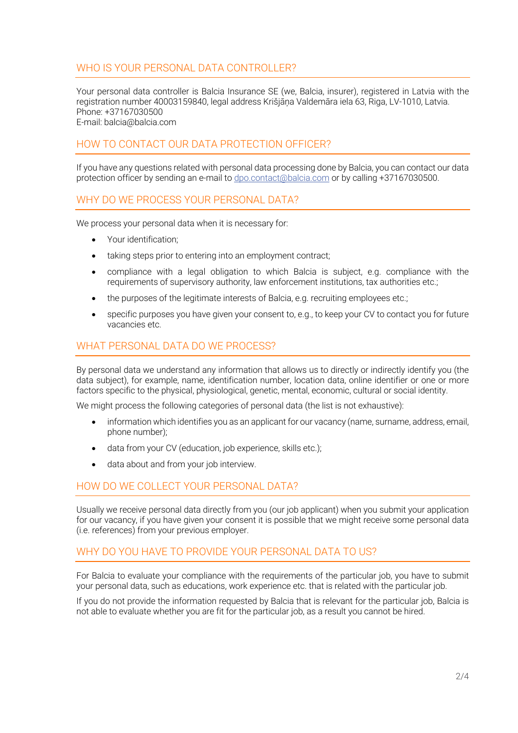## WHO IS YOUR PERSONAL DATA CONTROLLER?

Your personal data controller is Balcia Insurance SE (we, Balcia, insurer), registered in Latvia with the registration number 40003159840, legal address Krišjāņa Valdemāra iela 63, Riga, LV-1010, Latvia.
Phone: +37167030500
E-mail: balcia@balcia.com

## HOW TO CONTACT OUR DATA PROTECTION OFFICER?

If you have any questions related with personal data processing done by Balcia, you can contact our data protection officer by sending an e-mail to dpo.contact@balcia.com or by calling +37167030500.

## WHY DO WE PROCESS YOUR PERSONAL DATA?

We process your personal data when it is necessary for:

- Your identification;
- taking steps prior to entering into an employment contract;
- compliance with a legal obligation to which Balcia is subject, e.g. compliance with the requirements of supervisory authority, law enforcement institutions, tax authorities etc.;
- the purposes of the legitimate interests of Balcia, e.g. recruiting employees etc.;
- specific purposes you have given your consent to, e.g., to keep your CV to contact you for future vacancies etc.

## WHAT PERSONAL DATA DO WE PROCESS?

By personal data we understand any information that allows us to directly or indirectly identify you (the data subject), for example, name, identification number, location data, online identifier or one or more factors specific to the physical, physiological, genetic, mental, economic, cultural or social identity.

We might process the following categories of personal data (the list is not exhaustive):

- information which identifies you as an applicant for our vacancy (name, surname, address, email, phone number);
- data from your CV (education, job experience, skills etc.);
- data about and from your job interview.

## HOW DO WE COLLECT YOUR PERSONAL DATA?

Usually we receive personal data directly from you (our job applicant) when you submit your application for our vacancy, if you have given your consent it is possible that we might receive some personal data (i.e. references) from your previous employer.

## WHY DO YOU HAVE TO PROVIDE YOUR PERSONAL DATA TO US?

For Balcia to evaluate your compliance with the requirements of the particular job, you have to submit your personal data, such as educations, work experience etc. that is related with the particular job.

If you do not provide the information requested by Balcia that is relevant for the particular job, Balcia is not able to evaluate whether you are fit for the particular job, as a result you cannot be hired.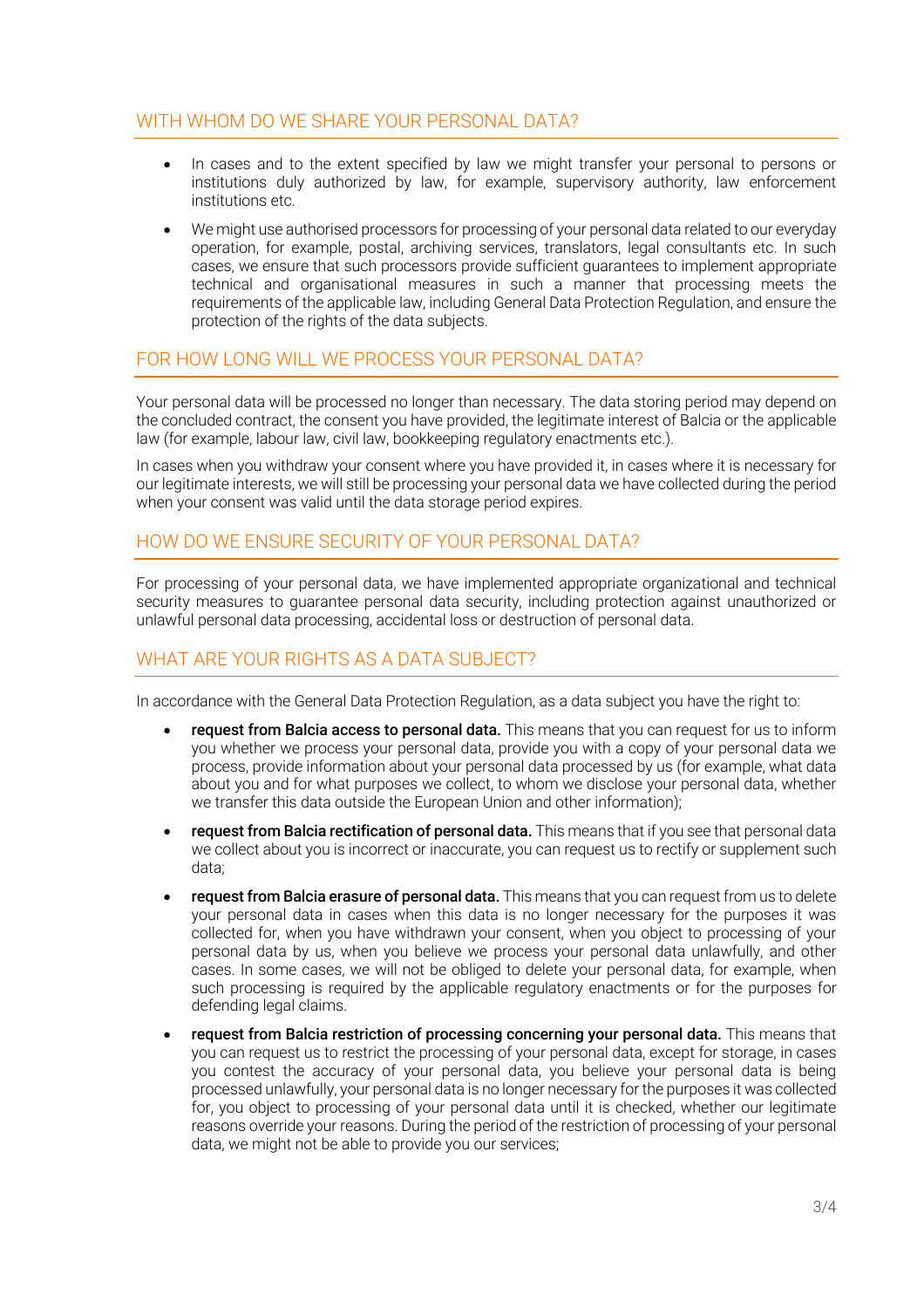## WITH WHOM DO WE SHARE YOUR PERSONAL DATA?

- In cases and to the extent specified by law we might transfer your personal to persons or institutions duly authorized by law, for example, supervisory authority, law enforcement institutions etc.
- We might use authorised processors for processing of your personal data related to our everyday operation, for example, postal, archiving services, translators, legal consultants etc. In such cases, we ensure that such processors provide sufficient guarantees to implement appropriate technical and organisational measures in such a manner that processing meets the requirements of the applicable law, including General Data Protection Regulation, and ensure the protection of the rights of the data subjects.

## FOR HOW LONG WILL WE PROCESS YOUR PERSONAL DATA?

Your personal data will be processed no longer than necessary. The data storing period may depend on the concluded contract, the consent you have provided, the legitimate interest of Balcia or the applicable law (for example, labour law, civil law, bookkeeping regulatory enactments etc.).

In cases when you withdraw your consent where you have provided it, in cases where it is necessary for our legitimate interests, we will still be processing your personal data we have collected during the period when your consent was valid until the data storage period expires.

## HOW DO WE ENSURE SECURITY OF YOUR PERSONAL DATA?

For processing of your personal data, we have implemented appropriate organizational and technical security measures to guarantee personal data security, including protection against unauthorized or unlawful personal data processing, accidental loss or destruction of personal data.

## WHAT ARE YOUR RIGHTS AS A DATA SUBJECT?

In accordance with the General Data Protection Regulation, as a data subject you have the right to:

- **request from Balcia access to personal data.** This means that you can request for us to inform you whether we process your personal data, provide you with a copy of your personal data we process, provide information about your personal data processed by us (for example, what data about you and for what purposes we collect, to whom we disclose your personal data, whether we transfer this data outside the European Union and other information);
- **request from Balcia rectification of personal data.** This means that if you see that personal data we collect about you is incorrect or inaccurate, you can request us to rectify or supplement such data;
- **request from Balcia erasure of personal data.** This means that you can request from us to delete your personal data in cases when this data is no longer necessary for the purposes it was collected for, when you have withdrawn your consent, when you object to processing of your personal data by us, when you believe we process your personal data unlawfully, and other cases. In some cases, we will not be obliged to delete your personal data, for example, when such processing is required by the applicable regulatory enactments or for the purposes for defending legal claims.
- **request from Balcia restriction of processing concerning your personal data.** This means that you can request us to restrict the processing of your personal data, except for storage, in cases you contest the accuracy of your personal data, you believe your personal data is being processed unlawfully, your personal data is no longer necessary for the purposes it was collected for, you object to processing of your personal data until it is checked, whether our legitimate reasons override your reasons. During the period of the restriction of processing of your personal data, we might not be able to provide you our services;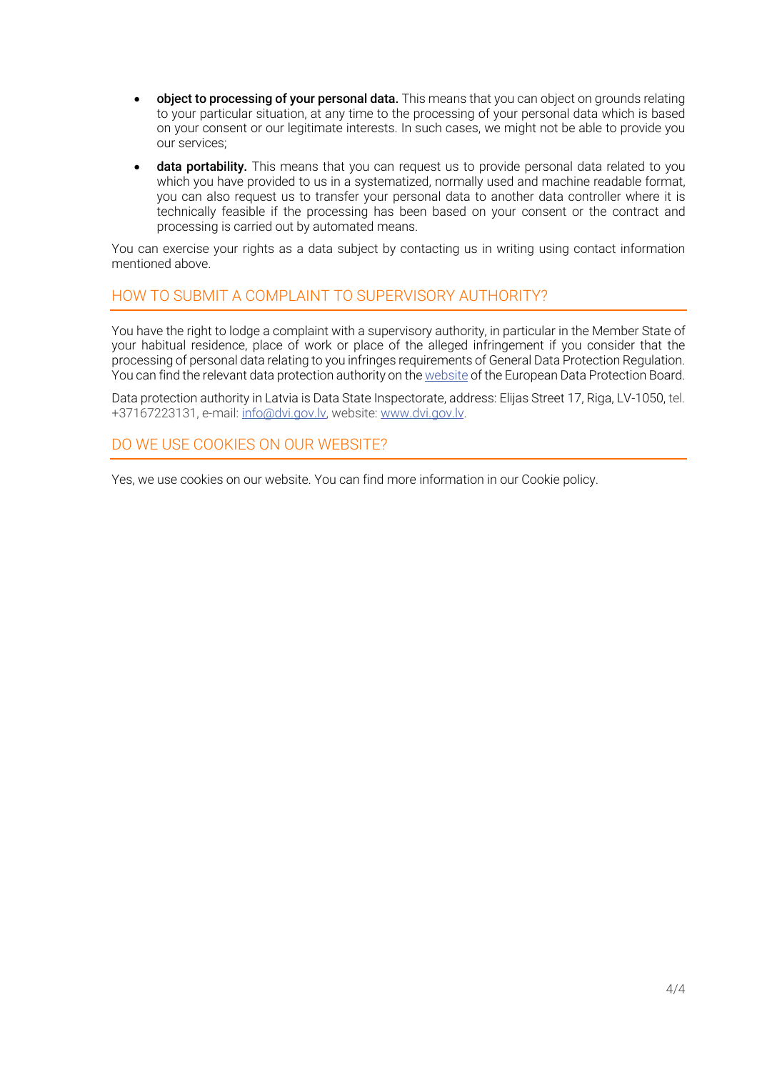- **object to processing of your personal data.** This means that you can object on grounds relating to your particular situation, at any time to the processing of your personal data which is based on your consent or our legitimate interests. In such cases, we might not be able to provide you our services;
- **data portability.** This means that you can request us to provide personal data related to you which you have provided to us in a systematized, normally used and machine readable format, you can also request us to transfer your personal data to another data controller where it is technically feasible if the processing has been based on your consent or the contract and processing is carried out by automated means.

You can exercise your rights as a data subject by contacting us in writing using contact information mentioned above.

## HOW TO SUBMIT A COMPLAINT TO SUPERVISORY AUTHORITY?

You have the right to lodge a complaint with a supervisory authority, in particular in the Member State of your habitual residence, place of work or place of the alleged infringement if you consider that the processing of personal data relating to you infringes requirements of General Data Protection Regulation. You can find the relevant data protection authority on the website of the European Data Protection Board.

Data protection authority in Latvia is Data State Inspectorate, address: Elijas Street 17, Riga, LV-1050, tel. +37167223131, e-mail: info@dvi.gov.lv, website: www.dvi.gov.lv.

## DO WE USE COOKIES ON OUR WEBSITE?

Yes, we use cookies on our website. You can find more information in our Cookie policy.